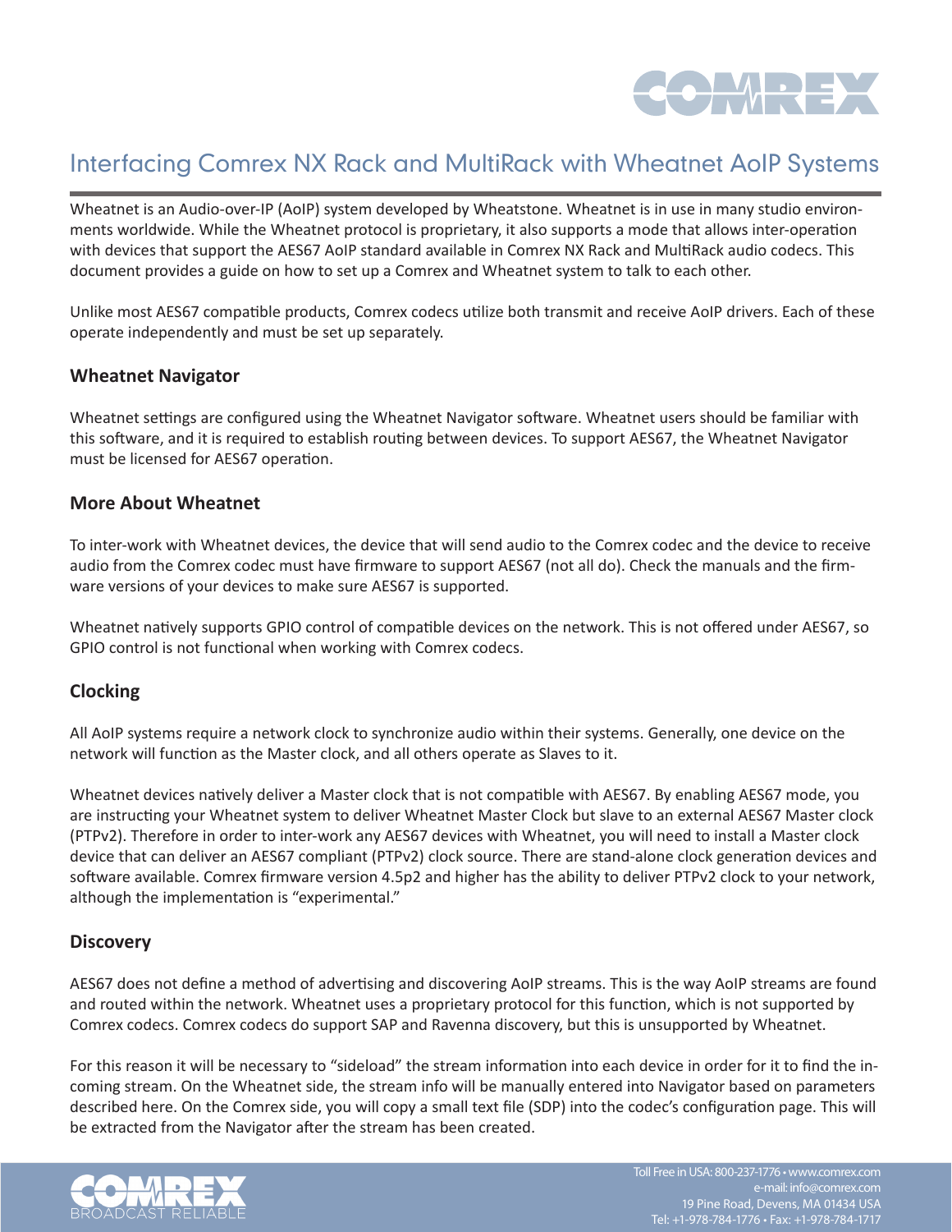# Interfacing Comrex NX Rack and MultiRack with Wheatnet AoIP Systems

Wheatnet is an Audio-over-IP (AoIP) system developed by Wheatstone. Wheatnet is in use in many studio environments worldwide. While the Wheatnet protocol is proprietary, it also supports a mode that allows inter-operation with devices that support the AES67 AoIP standard available in Comrex NX Rack and MultiRack audio codecs. This document provides a guide on how to set up a Comrex and Wheatnet system to talk to each other.

Unlike most AES67 compatible products, Comrex codecs utilize both transmit and receive AoIP drivers. Each of these operate independently and must be set up separately.

## Wheatnet Navigator

Wheatnet settings are configured using the Wheatnet Navigator software. Wheatnet users should be familiar with this software, and it is required to establish routing between devices. To support AES67, the Wheatnet Navigator must be licensed for AES67 operation.

## More About Wheatnet

To inter-work with Wheatnet devices, the device that will send audio to the Comrex codec and the device to receive audio from the Comrex codec must have firmware to support AES67 (not all do). Check the manuals and the firmware versions of your devices to make sure AES67 is supported.

Wheatnet natively supports GPIO control of compatible devices on the network. This is not offered under AES67, so GPIO control is not functional when working with Comrex codecs.

## Clocking

All AoIP systems require a network clock to synchronize audio within their systems. Generally, one device on the network will function as the Master clock, and all others operate as Slaves to it.

Wheatnet devices natively deliver a Master clock that is not compatible with AES67. By enabling AES67 mode, you are instructing your Wheatnet system to deliver Wheatnet Master Clock but slave to an external AES67 Master clock (PTPv2). Therefore in order to inter-work any AES67 devices with Wheatnet, you will need to install a Master clock device that can deliver an AES67 compliant (PTPv2) clock source. There are stand-alone clock generation devices and software available. Comrex firmware version 4.5p2 and higher has the ability to deliver PTPv2 clock to your network, although the implementation is "experimental."

## Discovery

AES67 does not define a method of advertising and discovering AoIP streams. This is the way AoIP streams are found and routed within the network. Wheatnet uses a proprietary protocol for this function, which is not supported by Comrex codecs. Comrex codecs do support SAP and Ravenna discovery, but this is unsupported by Wheatnet.

For this reason it will be necessary to "sideload" the stream information into each device in order for it to find the incoming stream. On the Wheatnet side, the stream info will be manually entered into Navigator based on parameters described here. On the Comrex side, you will copy a small text file (SDP) into the codec's configuration page. This will be extracted from the Navigator after the stream has been created.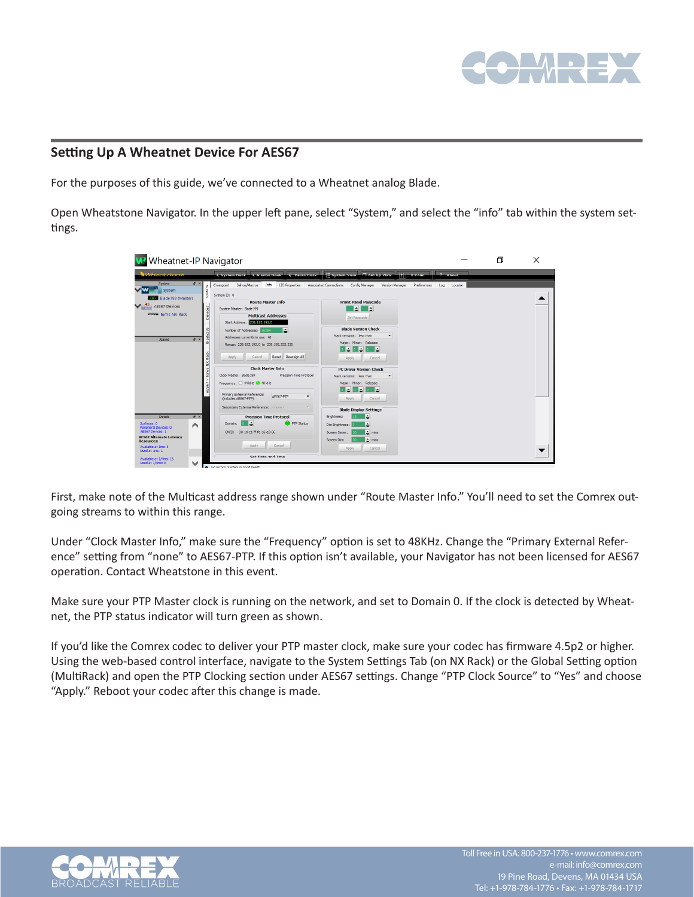## Setting Up A Wheatnet Device For AES67

For the purposes of this guide, we've connected to a Wheatnet analog Blade.

Open Wheatstone Navigator. In the upper left pane, select "System," and select the "info" tab within the system settings.

First, make note of the Multicast address range shown under "Route Master Info." You'll need to set the Comrex outgoing streams to within this range.

Under "Clock Master Info," make sure the "Frequency" option is set to 48KHz. Change the "Primary External Reference" setting from "none" to AES67-PTP. If this option isn't available, your Navigator has not been licensed for AES67 operation. Contact Wheatstone in this event.

Make sure your PTP Master clock is running on the network, and set to Domain 0. If the clock is detected by Wheatnet, the PTP status indicator will turn green as shown.

If you'd like the Comrex codec to deliver your PTP master clock, make sure your codec has firmware 4.5p2 or higher. Using the web-based control interface, navigate to the System Settings Tab (on NX Rack) or the Global Setting option (MultiRack) and open the PTP Clocking section under AES67 settings. Change "PTP Clock Source" to "Yes" and choose "Apply." Reboot your codec after this change is made.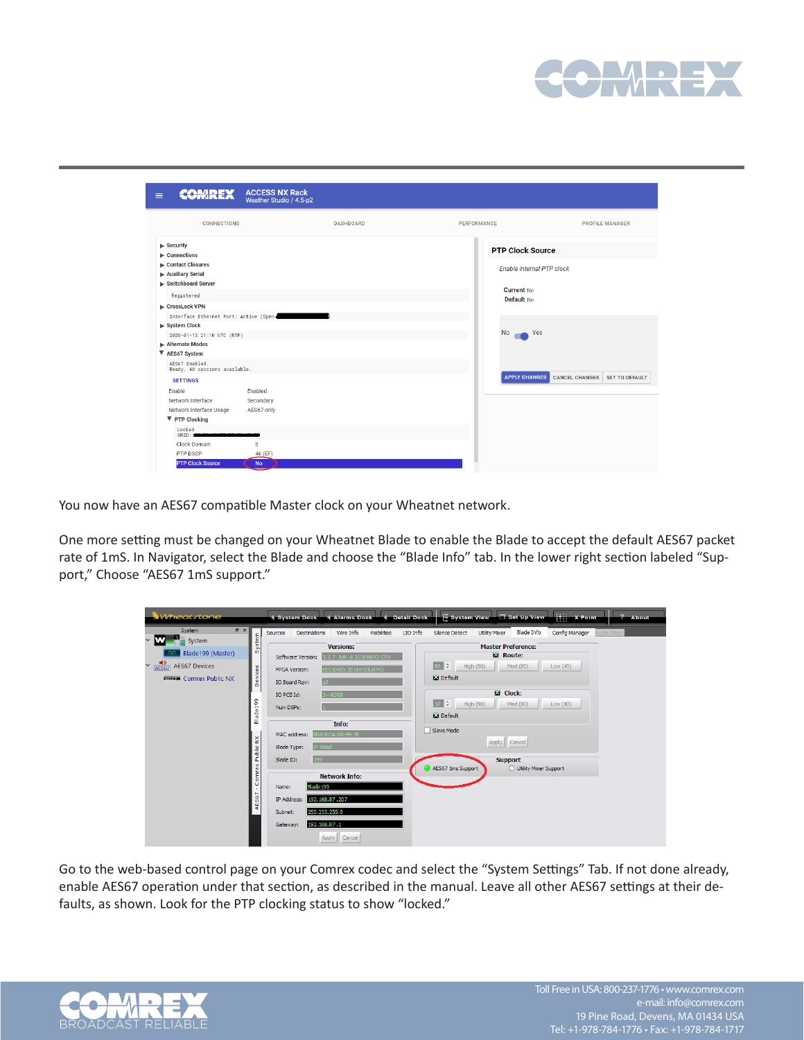You now have an AES67 compatible Master clock on your Wheatnet network.

One more setting must be changed on your Wheatnet Blade to enable the Blade to accept the default AES67 packet rate of 1mS. In Navigator, select the Blade and choose the “Blade Info” tab. In the lower right section labeled “Support,” Choose “AES67 1mS support.”

Go to the web-based control page on your Comrex codec and select the “System Settings” Tab. If not done already, enable AES67 operation under that section, as described in the manual. Leave all other AES67 settings at their defaults, as shown. Look for the PTP clocking status to show “locked.”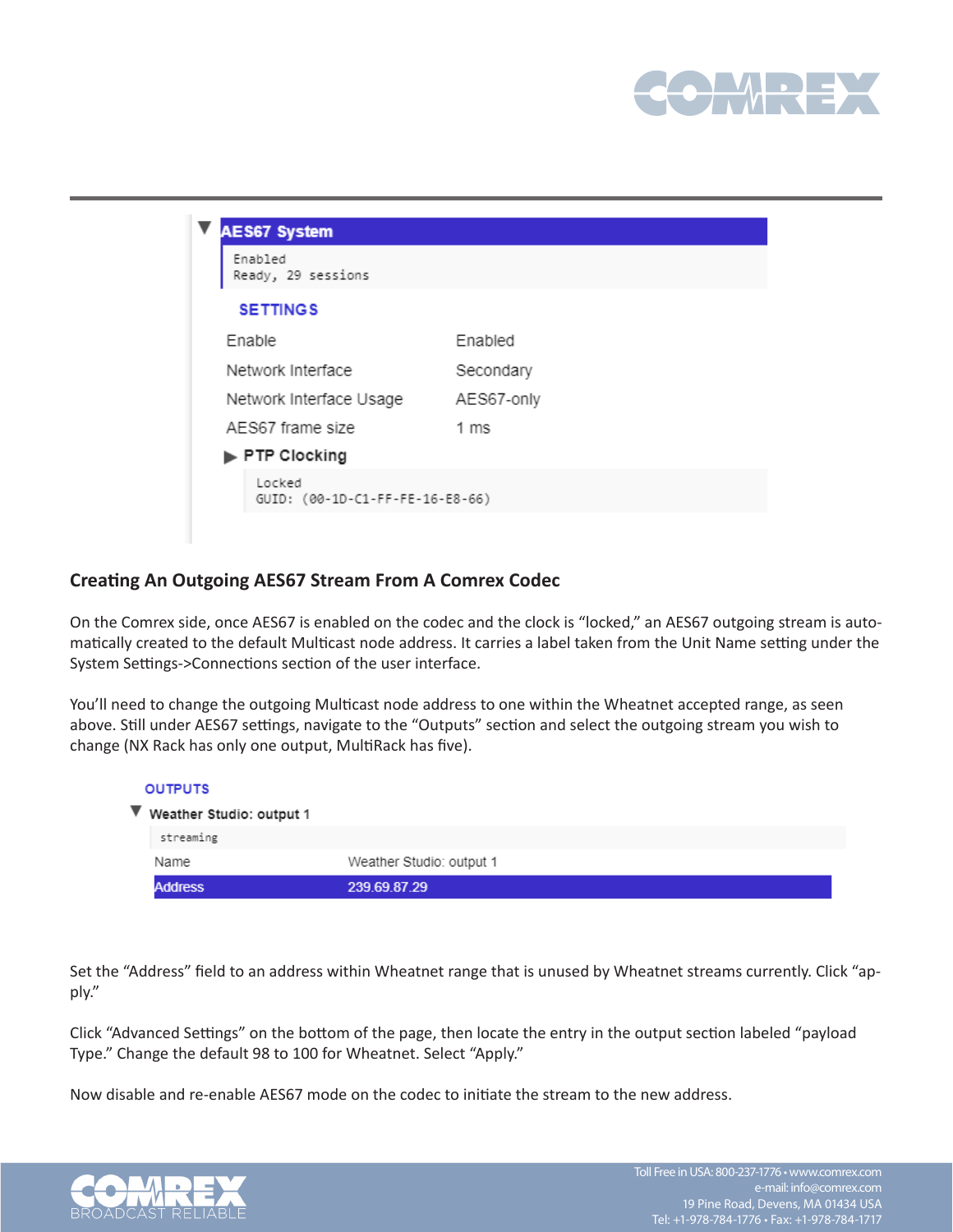AES67 System

```
Enabled
Ready, 29 sessions
```

SETTINGS

| Enable | Enabled |
| --- | --- |
| Network Interface | Secondary |
| Network Interface Usage | AES67-only |
| AES67 frame size | 1 ms |

PTP Clocking

```
Locked
GUID: (00-1D-C1-FF-FE-16-E8-66)
```

### Creating An Outgoing AES67 Stream From A Comrex Codec

On the Comrex side, once AES67 is enabled on the codec and the clock is "locked," an AES67 outgoing stream is automatically created to the default Multicast node address. It carries a label taken from the Unit Name setting under the System Settings->Connections section of the user interface.

You'll need to change the outgoing Multicast node address to one within the Wheatnet accepted range, as seen above. Still under AES67 settings, navigate to the "Outputs" section and select the outgoing stream you wish to change (NX Rack has only one output, MultiRack has five).

OUTPUTS

Weather Studio: output 1

```
streaming
```

| Name | Weather Studio: output 1 |
| --- | --- |
| Address | 239.69.87.29 |

Set the "Address" field to an address within Wheatnet range that is unused by Wheatnet streams currently. Click "apply."

Click "Advanced Settings" on the bottom of the page, then locate the entry in the output section labeled "payload Type." Change the default 98 to 100 for Wheatnet. Select "Apply."

Now disable and re-enable AES67 mode on the codec to initiate the stream to the new address.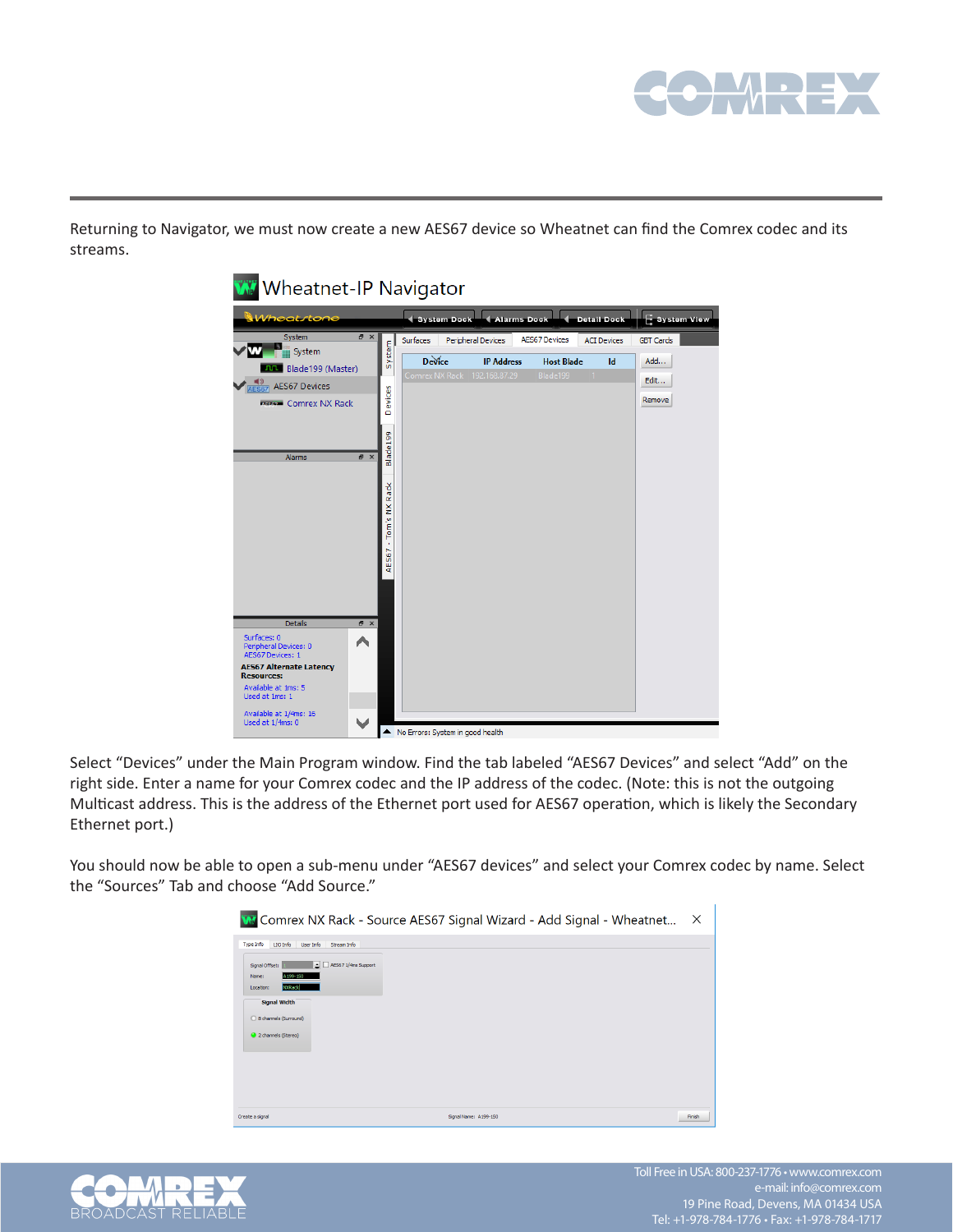Returning to Navigator, we must now create a new AES67 device so Wheatnet can find the Comrex codec and its streams.

Select “Devices” under the Main Program window. Find the tab labeled “AES67 Devices” and select “Add” on the right side. Enter a name for your Comrex codec and the IP address of the codec. (Note: this is not the outgoing Multicast address. This is the address of the Ethernet port used for AES67 operation, which is likely the Secondary Ethernet port.)

You should now be able to open a sub-menu under “AES67 devices” and select your Comrex codec by name. Select the “Sources” Tab and choose “Add Source.”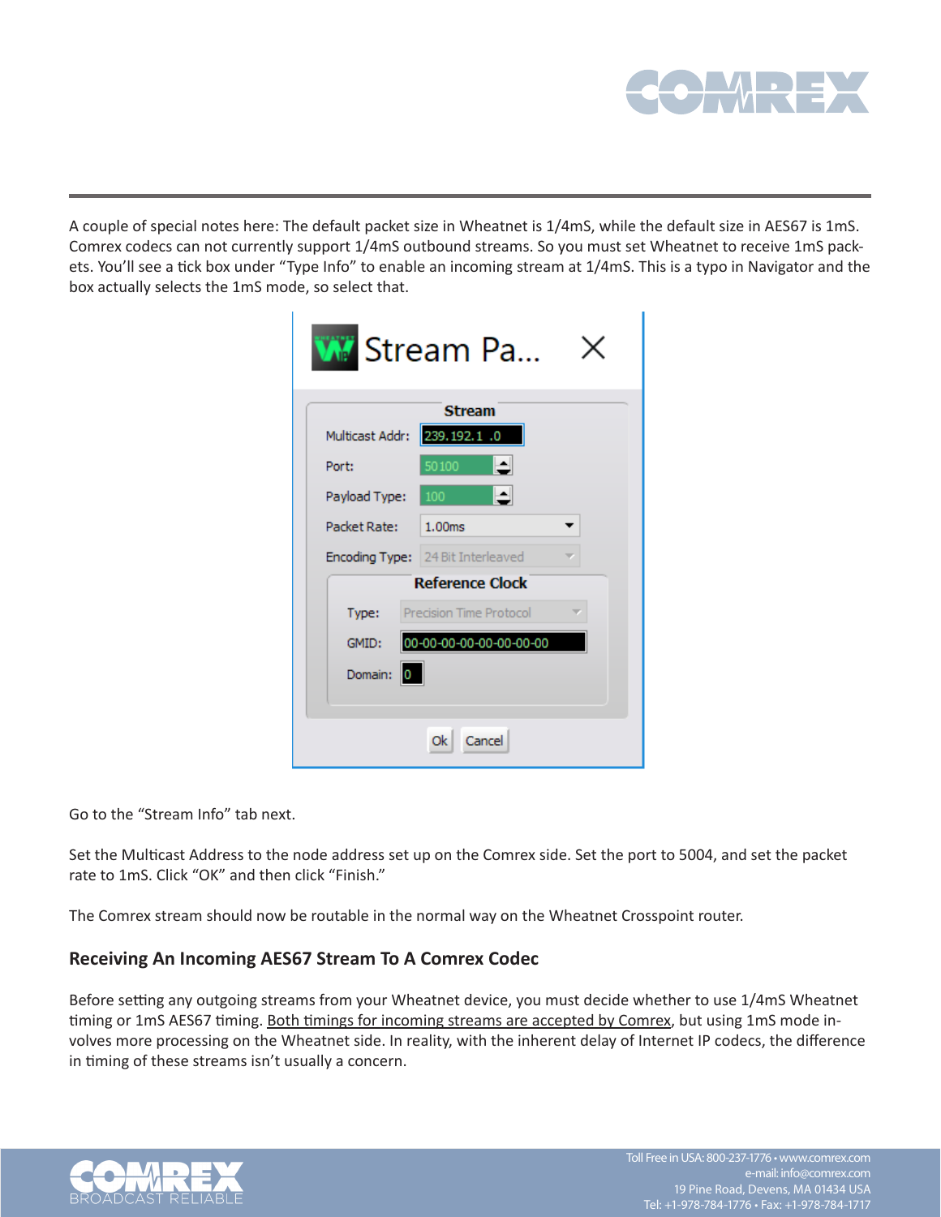A couple of special notes here: The default packet size in Wheatnet is 1/4mS, while the default size in AES67 is 1mS. Comrex codecs can not currently support 1/4mS outbound streams. So you must set Wheatnet to receive 1mS packets. You'll see a tick box under "Type Info" to enable an incoming stream at 1/4mS. This is a typo in Navigator and the box actually selects the 1mS mode, so select that.

Go to the "Stream Info" tab next.

Set the Multicast Address to the node address set up on the Comrex side. Set the port to 5004, and set the packet rate to 1mS. Click "OK" and then click "Finish."

The Comrex stream should now be routable in the normal way on the Wheatnet Crosspoint router.

### Receiving An Incoming AES67 Stream To A Comrex Codec

Before setting any outgoing streams from your Wheatnet device, you must decide whether to use 1/4mS Wheatnet timing or 1mS AES67 timing. Both timings for incoming streams are accepted by Comrex, but using 1mS mode involves more processing on the Wheatnet side. In reality, with the inherent delay of Internet IP codecs, the difference in timing of these streams isn't usually a concern.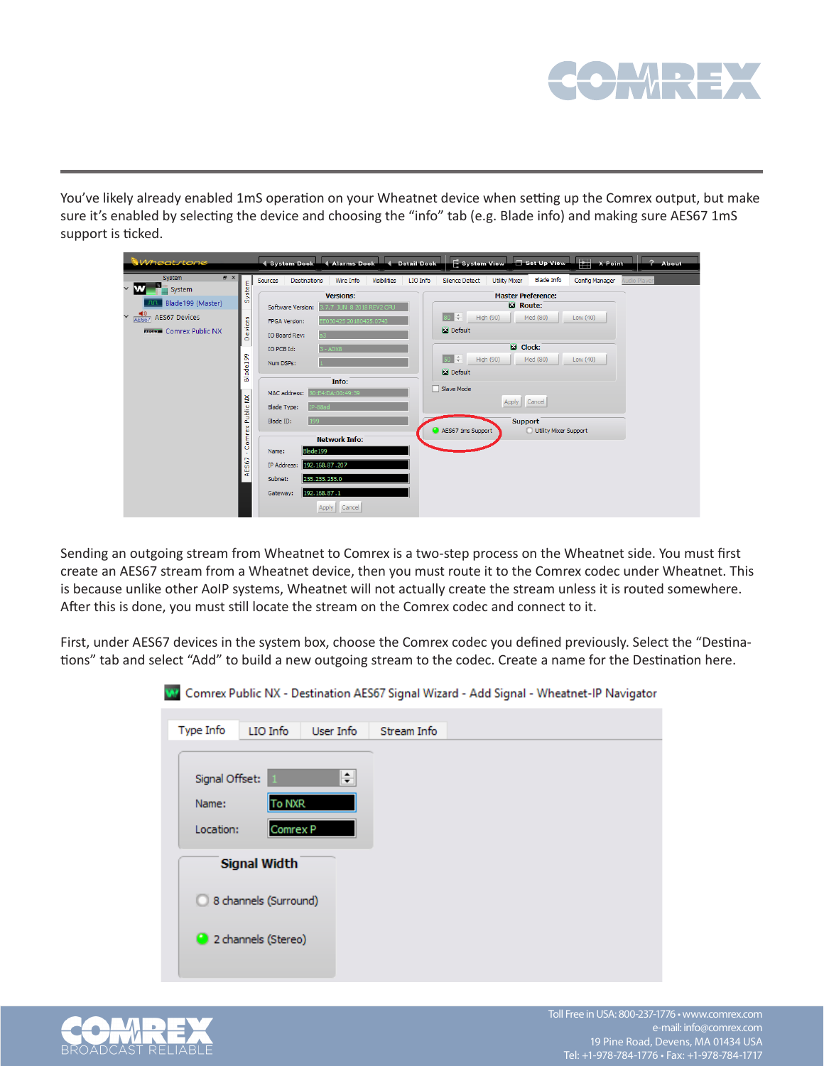You've likely already enabled 1mS operation on your Wheatnet device when setting up the Comrex output, but make sure it's enabled by selecting the device and choosing the "info" tab (e.g. Blade info) and making sure AES67 1mS support is ticked.

Sending an outgoing stream from Wheatnet to Comrex is a two-step process on the Wheatnet side. You must first create an AES67 stream from a Wheatnet device, then you must route it to the Comrex codec under Wheatnet. This is because unlike other AoIP systems, Wheatnet will not actually create the stream unless it is routed somewhere. After this is done, you must still locate the stream on the Comrex codec and connect to it.

First, under AES67 devices in the system box, choose the Comrex codec you defined previously. Select the "Destinations" tab and select "Add" to build a new outgoing stream to the codec. Create a name for the Destination here.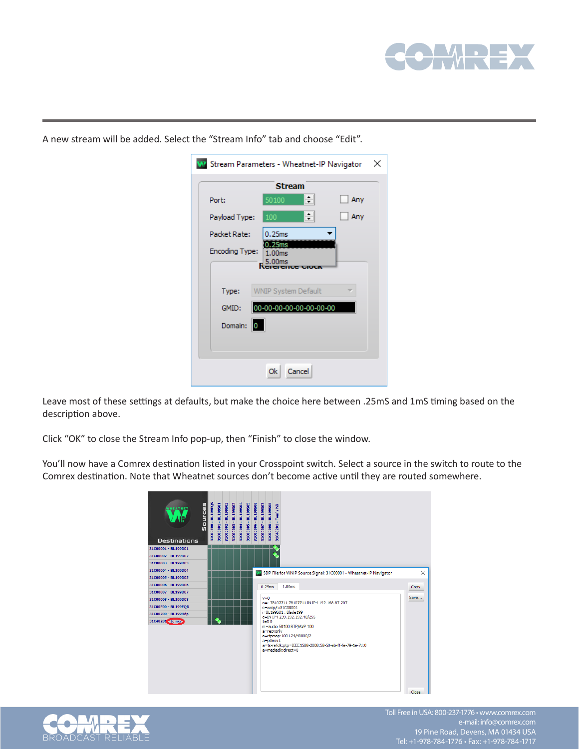A new stream will be added. Select the "Stream Info" tab and choose "Edit".

Leave most of these settings at defaults, but make the choice here between .25mS and 1mS timing based on the description above.

Click "OK" to close the Stream Info pop-up, then "Finish" to close the window.

You'll now have a Comrex destination listed in your Crosspoint switch. Select a source in the switch to route to the Comrex destination. Note that Wheatnet sources don't become active until they are routed somewhere.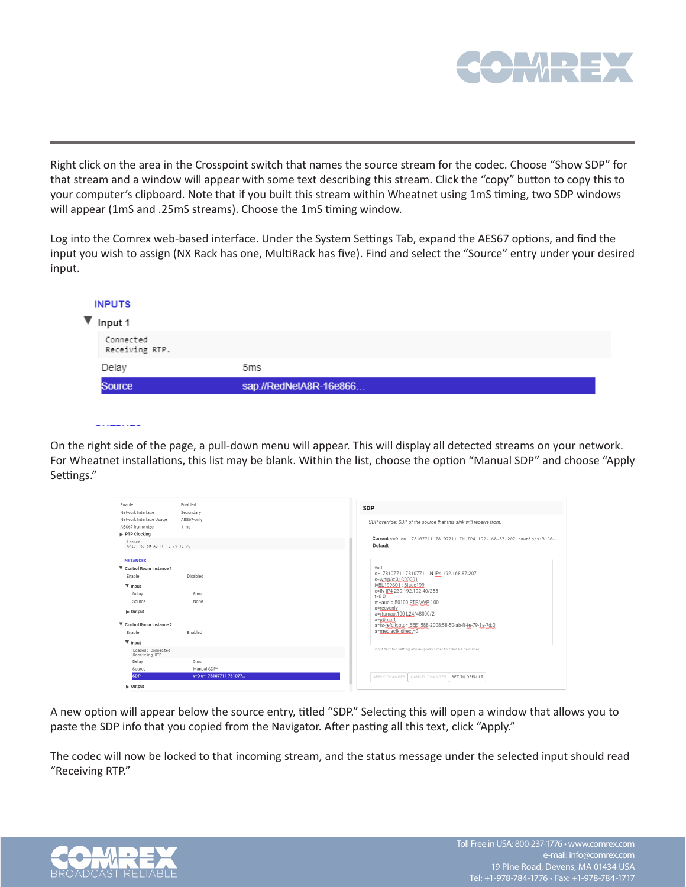Right click on the area in the Crosspoint switch that names the source stream for the codec. Choose "Show SDP" for that stream and a window will appear with some text describing this stream. Click the "copy" button to copy this to your computer's clipboard. Note that if you built this stream within Wheatnet using 1mS timing, two SDP windows will appear (1mS and .25mS streams). Choose the 1mS timing window.

Log into the Comrex web-based interface. Under the System Settings Tab, expand the AES67 options, and find the input you wish to assign (NX Rack has one, MultiRack has five). Find and select the "Source" entry under your desired input.

On the right side of the page, a pull-down menu will appear. This will display all detected streams on your network. For Wheatnet installations, this list may be blank. Within the list, choose the option "Manual SDP" and choose "Apply Settings."

A new option will appear below the source entry, titled "SDP." Selecting this will open a window that allows you to paste the SDP info that you copied from the Navigator. After pasting all this text, click "Apply."

The codec will now be locked to that incoming stream, and the status message under the selected input should read "Receiving RTP."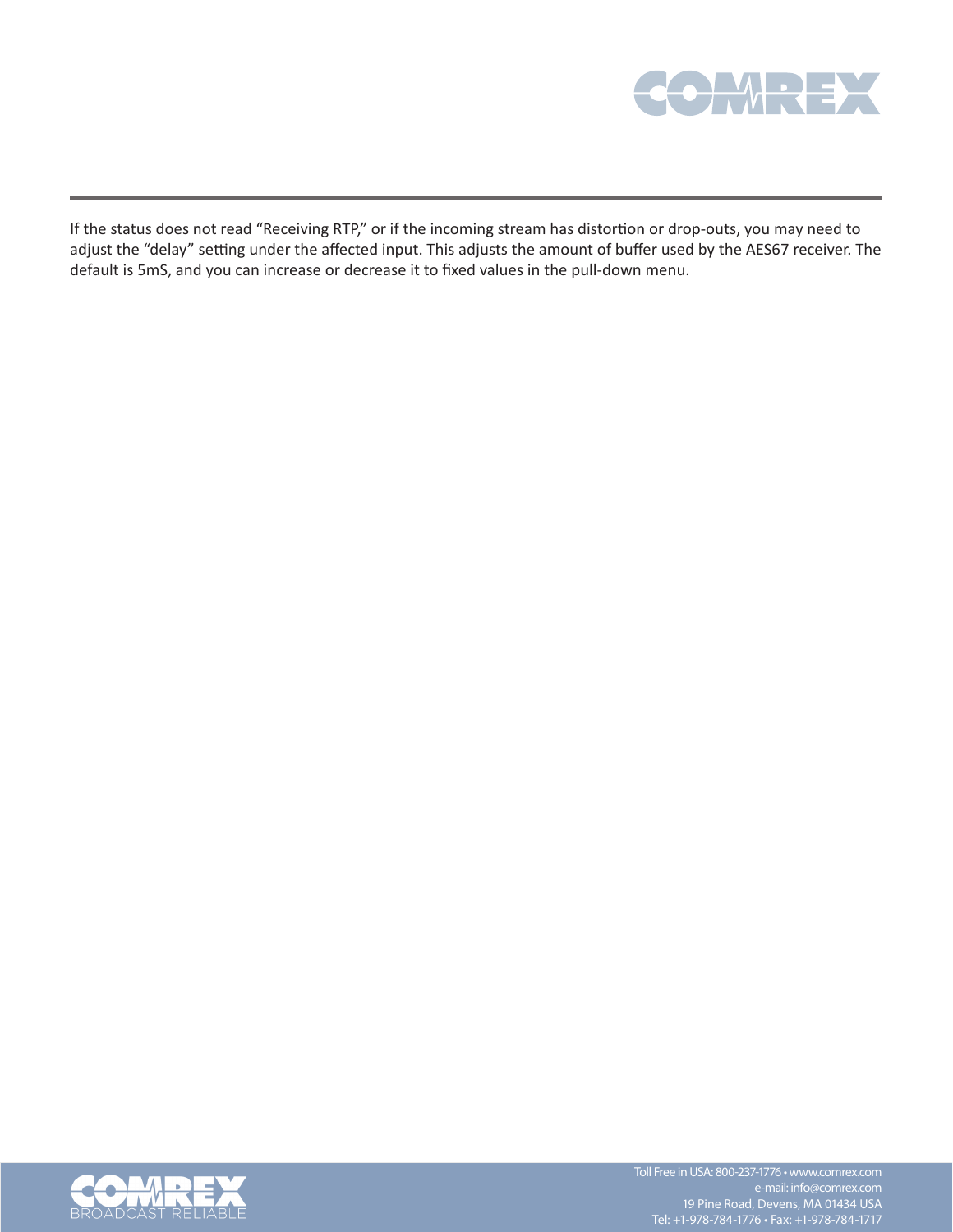If the status does not read "Receiving RTP," or if the incoming stream has distortion or drop-outs, you may need to adjust the "delay" setting under the affected input. This adjusts the amount of buffer used by the AES67 receiver. The default is 5mS, and you can increase or decrease it to fixed values in the pull-down menu.